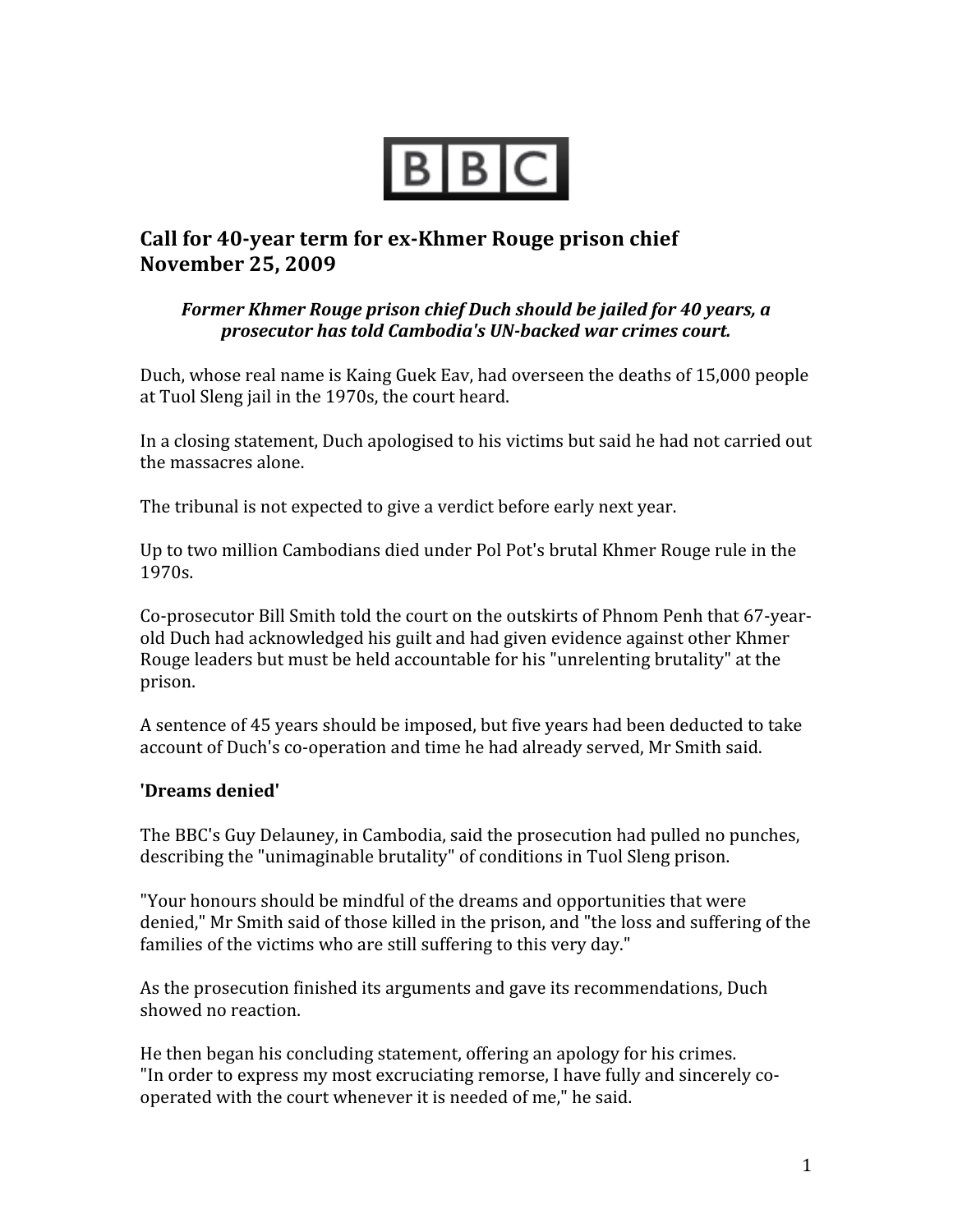BBC

## Call for 40-year term for ex-Khmer Rouge prison chief
## November 25, 2009

***Former Khmer Rouge prison chief Duch should be jailed for 40 years, a prosecutor has told Cambodia's UN-backed war crimes court.***

Duch, whose real name is Kaing Guek Eav, had overseen the deaths of 15,000 people at Tuol Sleng jail in the 1970s, the court heard.

In a closing statement, Duch apologised to his victims but said he had not carried out the massacres alone.

The tribunal is not expected to give a verdict before early next year.

Up to two million Cambodians died under Pol Pot's brutal Khmer Rouge rule in the 1970s.

Co-prosecutor Bill Smith told the court on the outskirts of Phnom Penh that 67-year-old Duch had acknowledged his guilt and had given evidence against other Khmer Rouge leaders but must be held accountable for his "unrelenting brutality" at the prison.

A sentence of 45 years should be imposed, but five years had been deducted to take account of Duch's co-operation and time he had already served, Mr Smith said.

**'Dreams denied'**

The BBC's Guy Delauney, in Cambodia, said the prosecution had pulled no punches, describing the "unimaginable brutality" of conditions in Tuol Sleng prison.

"Your honours should be mindful of the dreams and opportunities that were denied," Mr Smith said of those killed in the prison, and "the loss and suffering of the families of the victims who are still suffering to this very day."

As the prosecution finished its arguments and gave its recommendations, Duch showed no reaction.

He then began his concluding statement, offering an apology for his crimes.
"In order to express my most excruciating remorse, I have fully and sincerely co-operated with the court whenever it is needed of me," he said.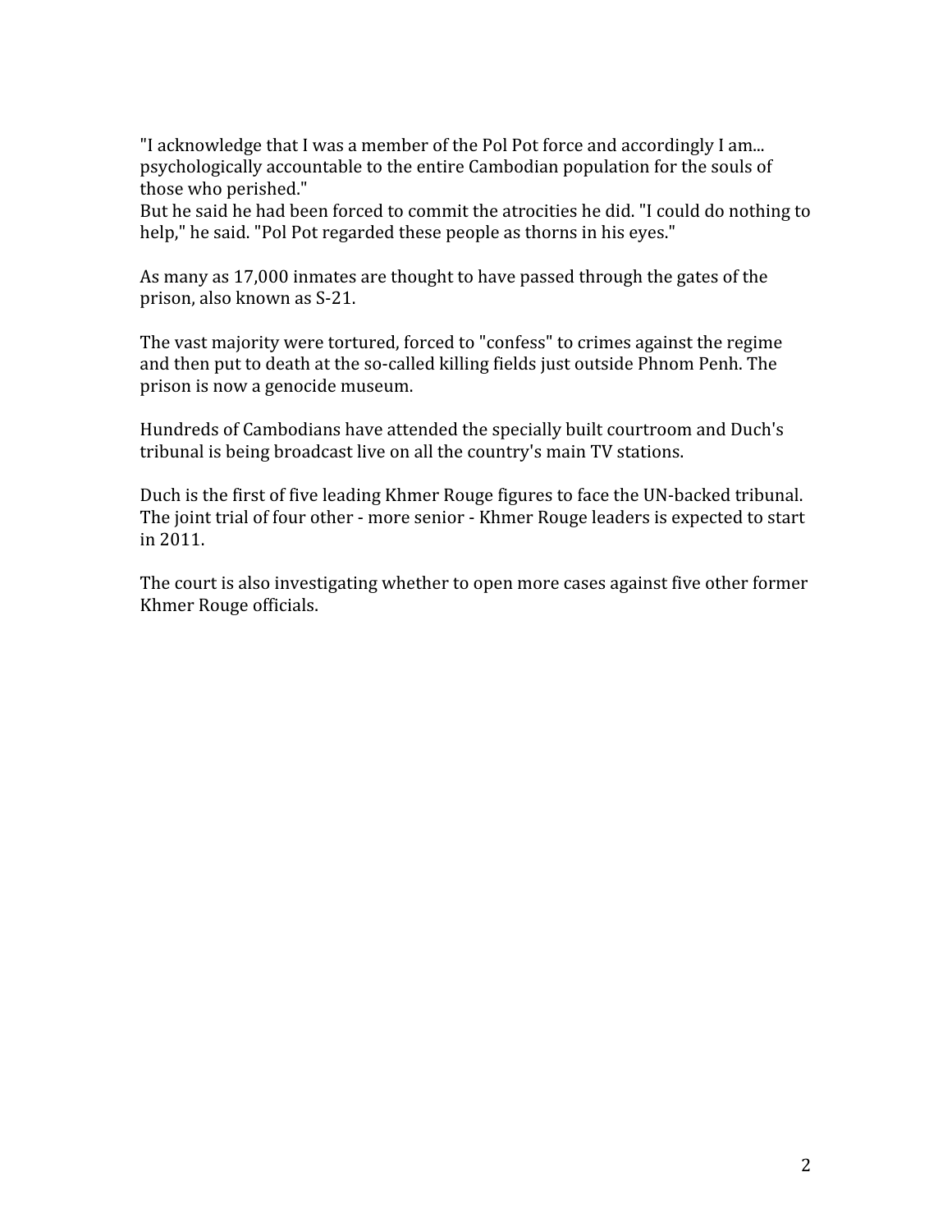"I acknowledge that I was a member of the Pol Pot force and accordingly I am... psychologically accountable to the entire Cambodian population for the souls of those who perished."
But he said he had been forced to commit the atrocities he did. "I could do nothing to help," he said. "Pol Pot regarded these people as thorns in his eyes."

As many as 17,000 inmates are thought to have passed through the gates of the prison, also known as S-21.

The vast majority were tortured, forced to "confess" to crimes against the regime and then put to death at the so-called killing fields just outside Phnom Penh. The prison is now a genocide museum.

Hundreds of Cambodians have attended the specially built courtroom and Duch's tribunal is being broadcast live on all the country's main TV stations.

Duch is the first of five leading Khmer Rouge figures to face the UN-backed tribunal. The joint trial of four other - more senior - Khmer Rouge leaders is expected to start in 2011.

The court is also investigating whether to open more cases against five other former Khmer Rouge officials.